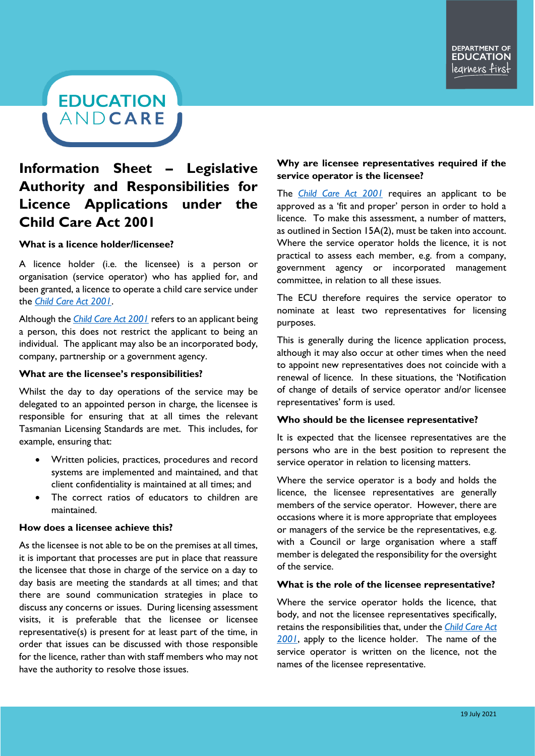# Information Sheet – Legislative Authority and Responsibilities for Licence Applications under the Child Care Act 2001

### What is a licence holder/licensee?

A licence holder (i.e. the licensee) is a person or organisation (service operator) who has applied for, and been granted, a licence to operate a child care service under the *Child Care Act 2001*.

Although the *Child Care Act 2001* refers to an applicant being a person, this does not restrict the applicant to being an individual. The applicant may also be an incorporated body, company, partnership or a government agency.

### What are the licensee's responsibilities?

Whilst the day to day operations of the service may be delegated to an appointed person in charge, the licensee is responsible for ensuring that at all times the relevant Tasmanian Licensing Standards are met. This includes, for example, ensuring that:

- Written policies, practices, procedures and record systems are implemented and maintained, and that client confidentiality is maintained at all times; and
- The correct ratios of educators to children are maintained.

### How does a licensee achieve this?

As the licensee is not able to be on the premises at all times, it is important that processes are put in place that reassure the licensee that those in charge of the service on a day to day basis are meeting the standards at all times; and that there are sound communication strategies in place to discuss any concerns or issues. During licensing assessment visits, it is preferable that the licensee or licensee representative(s) is present for at least part of the time, in order that issues can be discussed with those responsible for the licence, rather than with staff members who may not have the authority to resolve those issues.

### Why are licensee representatives required if the service operator is the licensee?

The *Child Care Act 2001* requires an applicant to be approved as a 'fit and proper' person in order to hold a licence. To make this assessment, a number of matters, as outlined in Section 15A(2), must be taken into account. Where the service operator holds the licence, it is not practical to assess each member, e.g. from a company, government agency or incorporated management committee, in relation to all these issues.

The ECU therefore requires the service operator to nominate at least two representatives for licensing purposes.

This is generally during the licence application process, although it may also occur at other times when the need to appoint new representatives does not coincide with a renewal of licence. In these situations, the 'Notification of change of details of service operator and/or licensee representatives' form is used.

### Who should be the licensee representative?

It is expected that the licensee representatives are the persons who are in the best position to represent the service operator in relation to licensing matters.

Where the service operator is a body and holds the licence, the licensee representatives are generally members of the service operator. However, there are occasions where it is more appropriate that employees or managers of the service be the representatives, e.g. with a Council or large organisation where a staff member is delegated the responsibility for the oversight of the service.

### What is the role of the licensee representative?

Where the service operator holds the licence, that body, and not the licensee representatives specifically, retains the responsibilities that, under the *Child Care Act 2001*, apply to the licence holder. The name of the service operator is written on the licence, not the names of the licensee representative.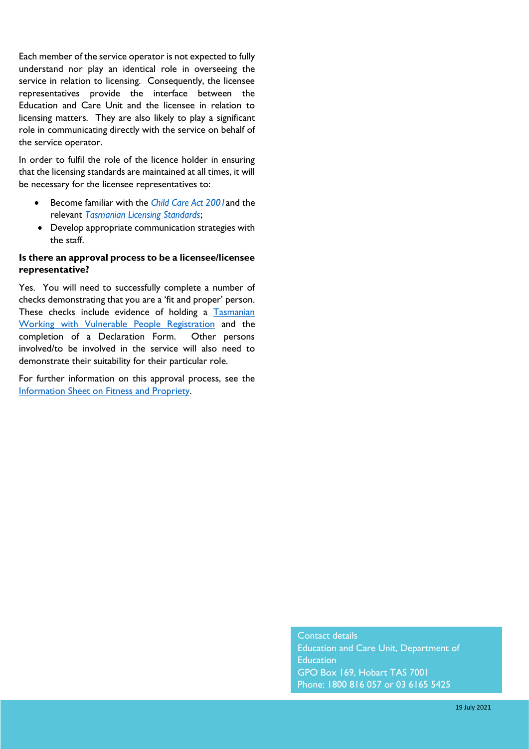Each member of the service operator is not expected to fully understand nor play an identical role in overseeing the service in relation to licensing. Consequently, the licensee representatives provide the interface between the Education and Care Unit and the licensee in relation to licensing matters. They are also likely to play a significant role in communicating directly with the service on behalf of the service operator.

In order to fulfil the role of the licence holder in ensuring that the licensing standards are maintained at all times, it will be necessary for the licensee representatives to:

- Become familiar with the *Child Care Act 2001* and the relevant *Tasmanian Licensing Standards*;
- Develop appropriate communication strategies with the staff.

**Is there an approval process to be a licensee/licensee representative?**

Yes. You will need to successfully complete a number of checks demonstrating that you are a 'fit and proper' person. These checks include evidence of holding a Tasmanian Working with Vulnerable People Registration and the completion of a Declaration Form. Other persons involved/to be involved in the service will also need to demonstrate their suitability for their particular role.

For further information on this approval process, see the Information Sheet on Fitness and Propriety.

Contact details
Education and Care Unit, Department of Education
GPO Box 169, Hobart TAS 7001
Phone: 1800 816 057 or 03 6165 5425

19 July 2021